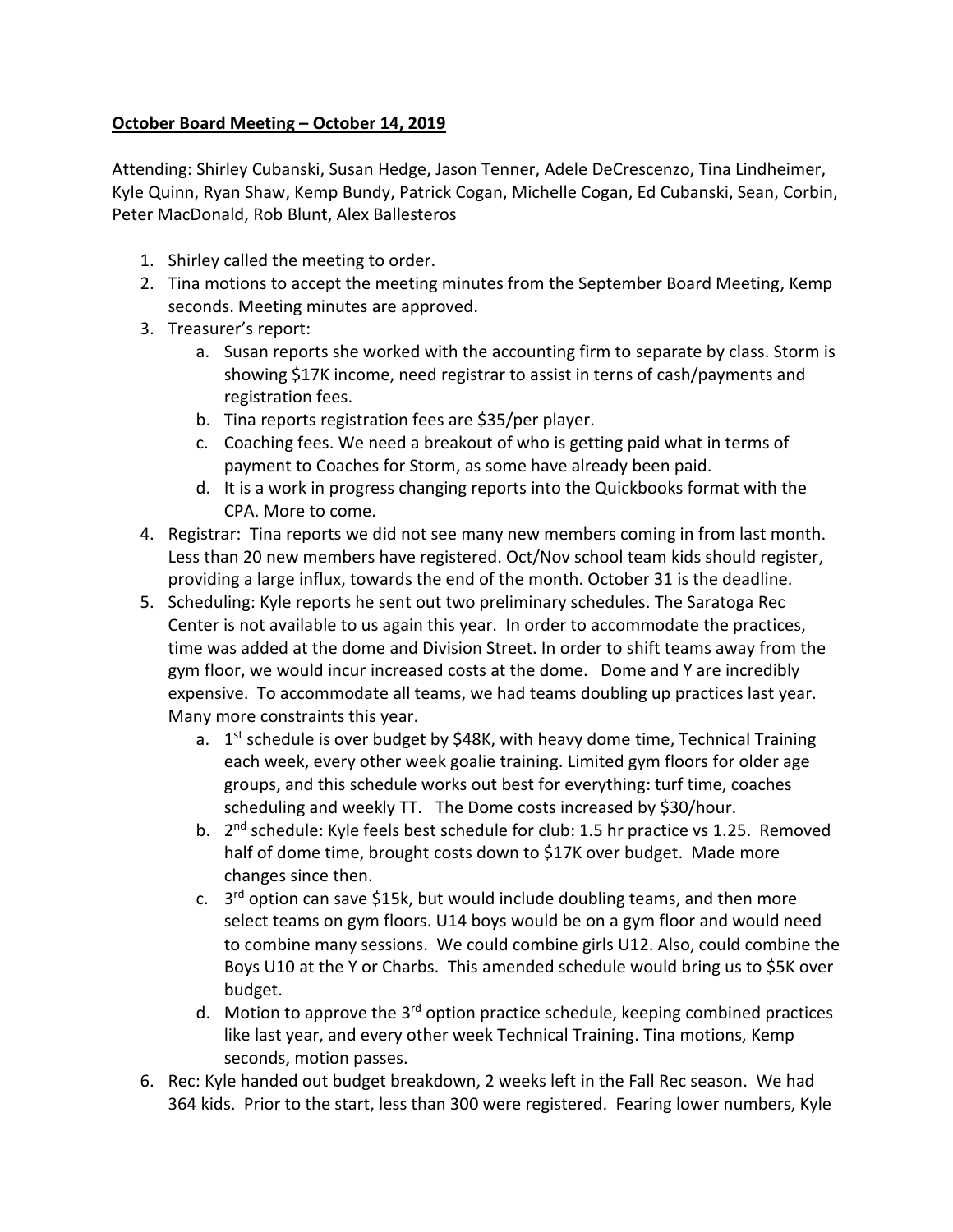**October Board Meeting – October 14, 2019**

Attending: Shirley Cubanski, Susan Hedge, Jason Tenner, Adele DeCrescenzo, Tina Lindheimer, Kyle Quinn, Ryan Shaw, Kemp Bundy, Patrick Cogan, Michelle Cogan, Ed Cubanski, Sean, Corbin, Peter MacDonald, Rob Blunt, Alex Ballesteros

1. Shirley called the meeting to order.
2. Tina motions to accept the meeting minutes from the September Board Meeting, Kemp seconds. Meeting minutes are approved.
3. Treasurer's report:
   a. Susan reports she worked with the accounting firm to separate by class. Storm is showing $17K income, need registrar to assist in terns of cash/payments and registration fees.
   b. Tina reports registration fees are $35/per player.
   c. Coaching fees. We need a breakout of who is getting paid what in terms of payment to Coaches for Storm, as some have already been paid.
   d. It is a work in progress changing reports into the Quickbooks format with the CPA. More to come.
4. Registrar: Tina reports we did not see many new members coming in from last month. Less than 20 new members have registered. Oct/Nov school team kids should register, providing a large influx, towards the end of the month. October 31 is the deadline.
5. Scheduling: Kyle reports he sent out two preliminary schedules. The Saratoga Rec Center is not available to us again this year. In order to accommodate the practices, time was added at the dome and Division Street. In order to shift teams away from the gym floor, we would incur increased costs at the dome. Dome and Y are incredibly expensive. To accommodate all teams, we had teams doubling up practices last year. Many more constraints this year.
   a. 1st schedule is over budget by $48K, with heavy dome time, Technical Training each week, every other week goalie training. Limited gym floors for older age groups, and this schedule works out best for everything: turf time, coaches scheduling and weekly TT. The Dome costs increased by $30/hour.
   b. 2nd schedule: Kyle feels best schedule for club: 1.5 hr practice vs 1.25. Removed half of dome time, brought costs down to $17K over budget. Made more changes since then.
   c. 3rd option can save $15k, but would include doubling teams, and then more select teams on gym floors. U14 boys would be on a gym floor and would need to combine many sessions. We could combine girls U12. Also, could combine the Boys U10 at the Y or Charbs. This amended schedule would bring us to $5K over budget.
   d. Motion to approve the 3rd option practice schedule, keeping combined practices like last year, and every other week Technical Training. Tina motions, Kemp seconds, motion passes.
6. Rec: Kyle handed out budget breakdown, 2 weeks left in the Fall Rec season. We had 364 kids. Prior to the start, less than 300 were registered. Fearing lower numbers, Kyle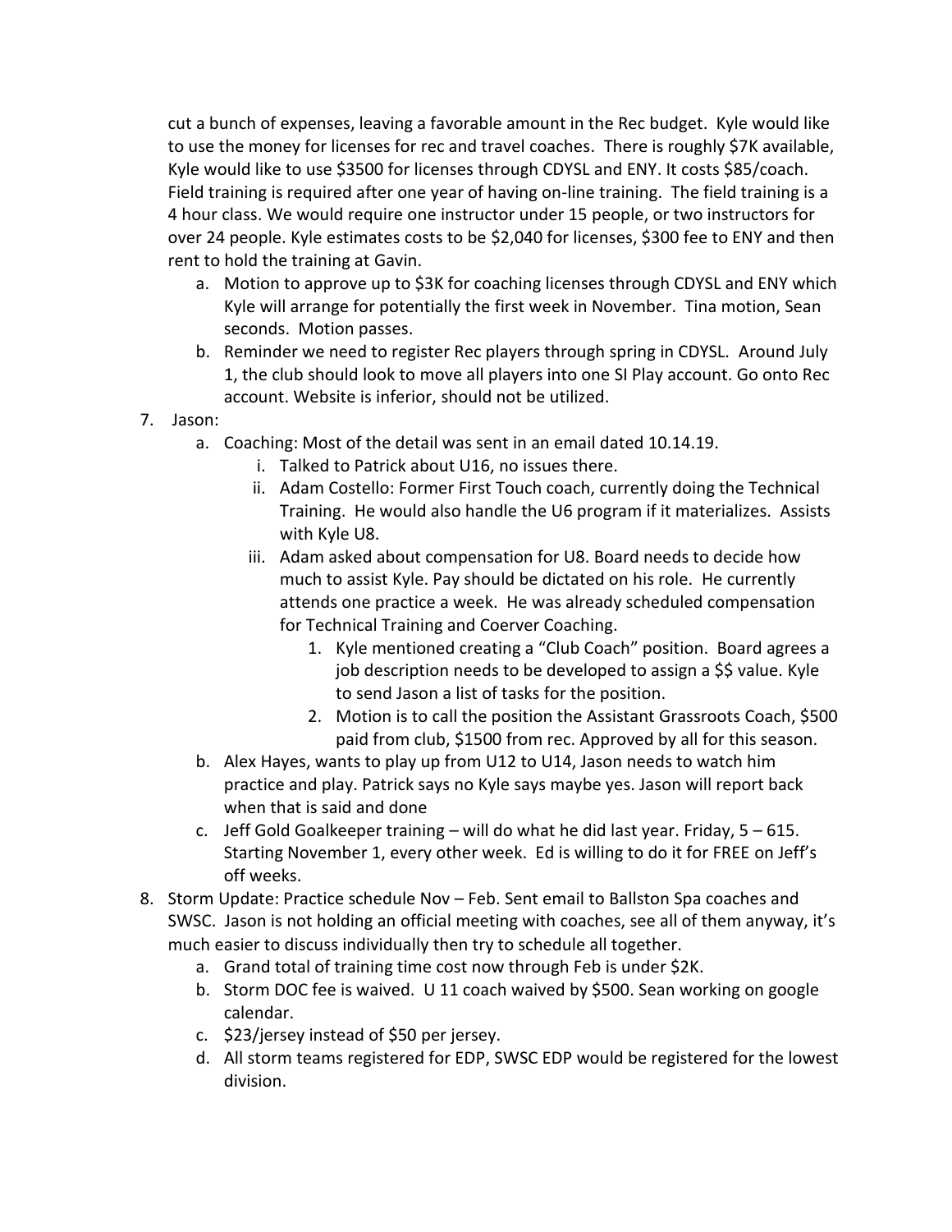cut a bunch of expenses, leaving a favorable amount in the Rec budget. Kyle would like to use the money for licenses for rec and travel coaches. There is roughly $7K available, Kyle would like to use $3500 for licenses through CDYSL and ENY. It costs $85/coach. Field training is required after one year of having on-line training. The field training is a 4 hour class. We would require one instructor under 15 people, or two instructors for over 24 people. Kyle estimates costs to be $2,040 for licenses, $300 fee to ENY and then rent to hold the training at Gavin.

   a. Motion to approve up to $3K for coaching licenses through CDYSL and ENY which Kyle will arrange for potentially the first week in November. Tina motion, Sean seconds. Motion passes.
   b. Reminder we need to register Rec players through spring in CDYSL. Around July 1, the club should look to move all players into one SI Play account. Go onto Rec account. Website is inferior, should not be utilized.

7. Jason:
   a. Coaching: Most of the detail was sent in an email dated 10.14.19.
      i. Talked to Patrick about U16, no issues there.
      ii. Adam Costello: Former First Touch coach, currently doing the Technical Training. He would also handle the U6 program if it materializes. Assists with Kyle U8.
      iii. Adam asked about compensation for U8. Board needs to decide how much to assist Kyle. Pay should be dictated on his role. He currently attends one practice a week. He was already scheduled compensation for Technical Training and Coerver Coaching.
         1. Kyle mentioned creating a "Club Coach" position. Board agrees a job description needs to be developed to assign a $$ value. Kyle to send Jason a list of tasks for the position.
         2. Motion is to call the position the Assistant Grassroots Coach, $500 paid from club, $1500 from rec. Approved by all for this season.
   b. Alex Hayes, wants to play up from U12 to U14, Jason needs to watch him practice and play. Patrick says no Kyle says maybe yes. Jason will report back when that is said and done
   c. Jeff Gold Goalkeeper training – will do what he did last year. Friday, 5 – 615. Starting November 1, every other week. Ed is willing to do it for FREE on Jeff's off weeks.

8. Storm Update: Practice schedule Nov – Feb. Sent email to Ballston Spa coaches and SWSC. Jason is not holding an official meeting with coaches, see all of them anyway, it's much easier to discuss individually then try to schedule all together.
   a. Grand total of training time cost now through Feb is under $2K.
   b. Storm DOC fee is waived. U 11 coach waived by $500. Sean working on google calendar.
   c. $23/jersey instead of $50 per jersey.
   d. All storm teams registered for EDP, SWSC EDP would be registered for the lowest division.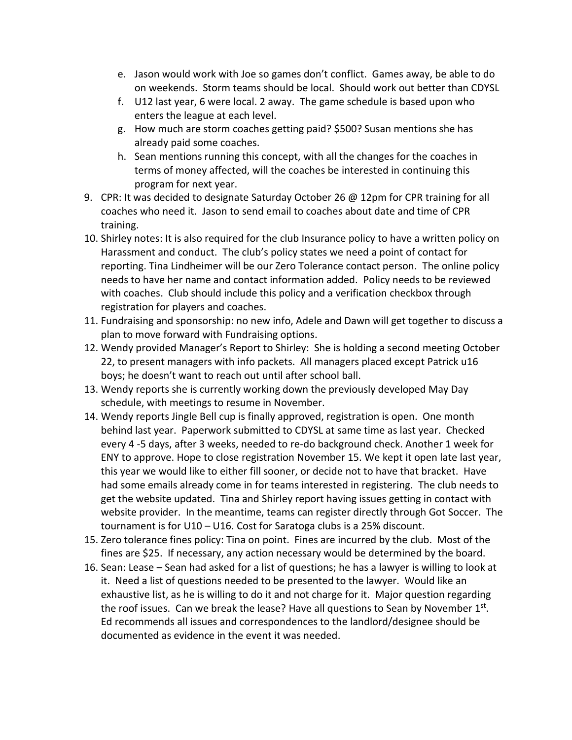e. Jason would work with Joe so games don't conflict. Games away, be able to do on weekends. Storm teams should be local. Should work out better than CDYSL
   f. U12 last year, 6 were local. 2 away. The game schedule is based upon who enters the league at each level.
   g. How much are storm coaches getting paid? $500? Susan mentions she has already paid some coaches.
   h. Sean mentions running this concept, with all the changes for the coaches in terms of money affected, will the coaches be interested in continuing this program for next year.

9. CPR: It was decided to designate Saturday October 26 @ 12pm for CPR training for all coaches who need it. Jason to send email to coaches about date and time of CPR training.
10. Shirley notes: It is also required for the club Insurance policy to have a written policy on Harassment and conduct. The club's policy states we need a point of contact for reporting. Tina Lindheimer will be our Zero Tolerance contact person. The online policy needs to have her name and contact information added. Policy needs to be reviewed with coaches. Club should include this policy and a verification checkbox through registration for players and coaches.
11. Fundraising and sponsorship: no new info, Adele and Dawn will get together to discuss a plan to move forward with Fundraising options.
12. Wendy provided Manager's Report to Shirley: She is holding a second meeting October 22, to present managers with info packets. All managers placed except Patrick u16 boys; he doesn't want to reach out until after school ball.
13. Wendy reports she is currently working down the previously developed May Day schedule, with meetings to resume in November.
14. Wendy reports Jingle Bell cup is finally approved, registration is open. One month behind last year. Paperwork submitted to CDYSL at same time as last year. Checked every 4 -5 days, after 3 weeks, needed to re-do background check. Another 1 week for ENY to approve. Hope to close registration November 15. We kept it open late last year, this year we would like to either fill sooner, or decide not to have that bracket. Have had some emails already come in for teams interested in registering. The club needs to get the website updated. Tina and Shirley report having issues getting in contact with website provider. In the meantime, teams can register directly through Got Soccer. The tournament is for U10 – U16. Cost for Saratoga clubs is a 25% discount.
15. Zero tolerance fines policy: Tina on point. Fines are incurred by the club. Most of the fines are $25. If necessary, any action necessary would be determined by the board.
16. Sean: Lease – Sean had asked for a list of questions; he has a lawyer is willing to look at it. Need a list of questions needed to be presented to the lawyer. Would like an exhaustive list, as he is willing to do it and not charge for it. Major question regarding the roof issues. Can we break the lease? Have all questions to Sean by November 1st. Ed recommends all issues and correspondences to the landlord/designee should be documented as evidence in the event it was needed.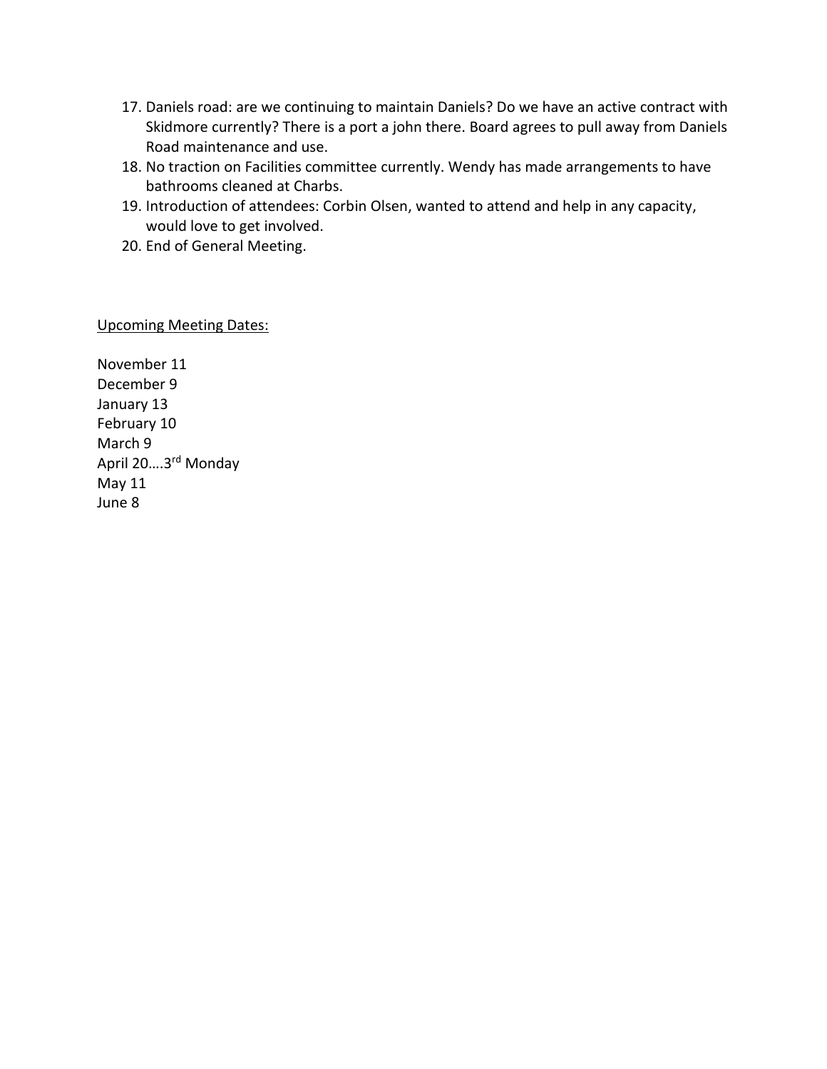17. Daniels road: are we continuing to maintain Daniels? Do we have an active contract with Skidmore currently? There is a port a john there. Board agrees to pull away from Daniels Road maintenance and use.
18. No traction on Facilities committee currently. Wendy has made arrangements to have bathrooms cleaned at Charbs.
19. Introduction of attendees: Corbin Olsen, wanted to attend and help in any capacity, would love to get involved.
20. End of General Meeting.

<u>Upcoming Meeting Dates:</u>

November 11
December 9
January 13
February 10
March 9
April 20….3rd Monday
May 11
June 8